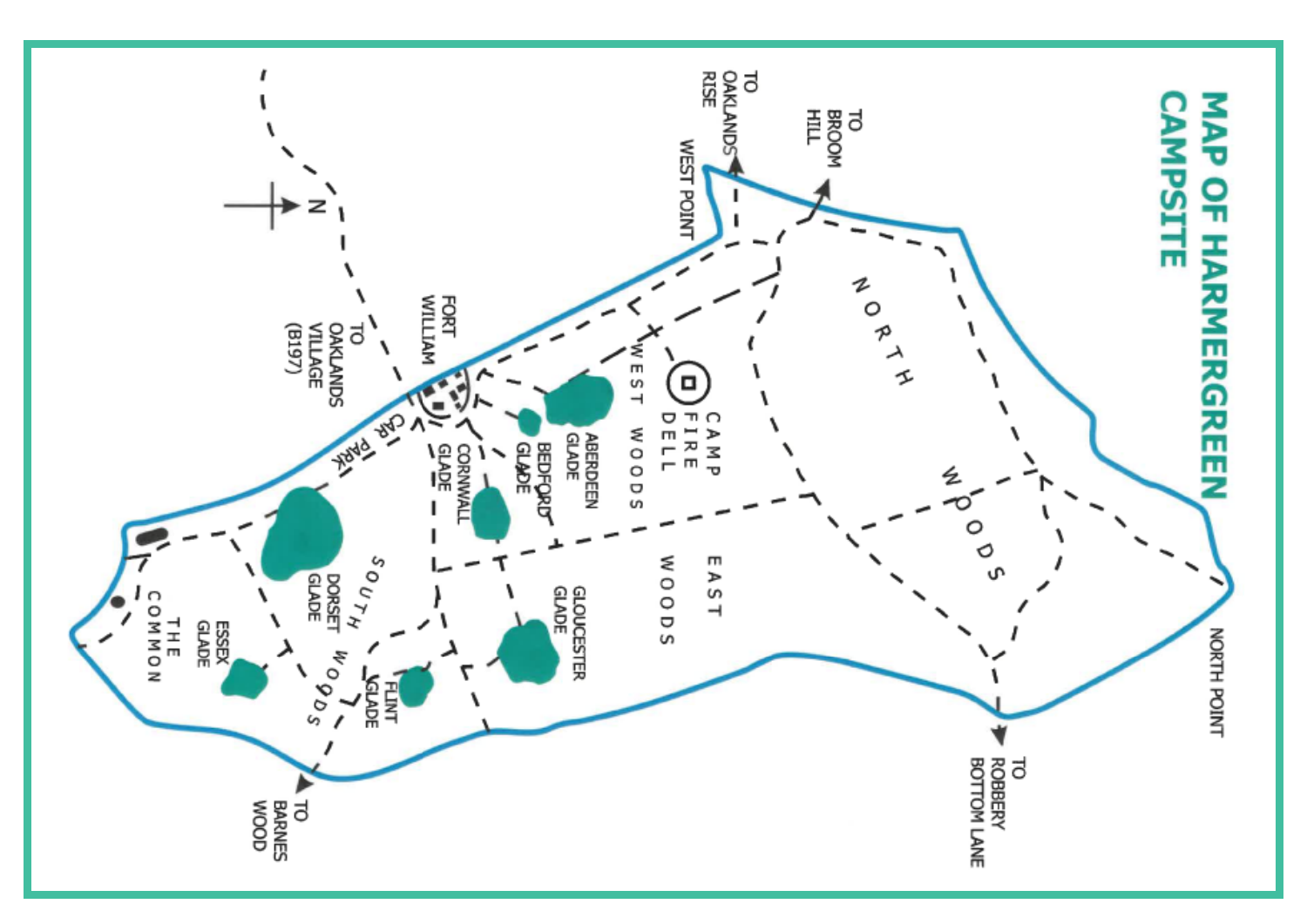# MAP OF HARMERGREEN CAMPSITE

N

TO OAKLANDS RISE

TO BROOM HILL

WEST POINT

NORTH WOODS

CAMP FIRE DELL

WEST WOODS

EAST WOODS

NORTH POINT

TO ROBBERY BOTTOM LANE

FORT WILLIAM

TO OAKLANDS VILLAGE (B197)

CAR PARK

ABERDEEN GLADE

BEDFORD GLADE

CORNWALL GLADE

GLOUCESTER GLADE

DORSET GLADE

SOUTH WOODS

FLINT GLADE

ESSEX GLADE

THE COMMON

TO BARNES WOOD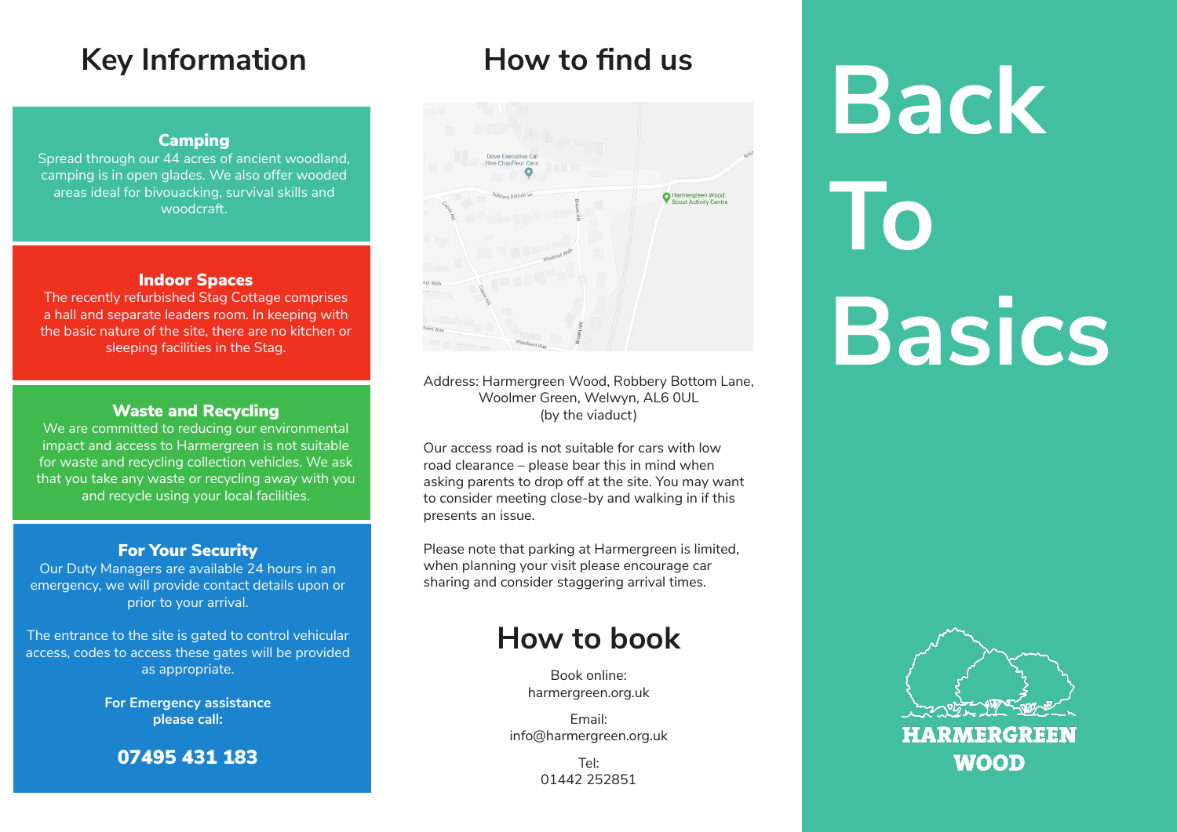## Key Information

### Camping

Spread through our 44 acres of ancient woodland, camping is in open glades. We also offer wooded areas ideal for bivouacking, survival skills and woodcraft.

### Indoor Spaces

The recently refurbished Stag Cottage comprises a hall and separate leaders room. In keeping with the basic nature of the site, there are no kitchen or sleeping facilities in the Stag.

### Waste and Recycling

We are committed to reducing our environmental impact and access to Harmergreen is not suitable for waste and recycling collection vehicles. We ask that you take any waste or recycling away with you and recycle using your local facilities.

### For Your Security

Our Duty Managers are available 24 hours in an emergency, we will provide contact details upon or prior to your arrival.

The entrance to the site is gated to control vehicular access, codes to access these gates will be provided as appropriate.

**For Emergency assistance please call:**

**07495 431 183**

## How to find us

Address: Harmergreen Wood, Robbery Bottom Lane, Woolmer Green, Welwyn, AL6 0UL (by the viaduct)

Our access road is not suitable for cars with low road clearance – please bear this in mind when asking parents to drop off at the site. You may want to consider meeting close-by and walking in if this presents an issue.

Please note that parking at Harmergreen is limited, when planning your visit please encourage car sharing and consider staggering arrival times.

## How to book

Book online:
harmergreen.org.uk

Email:
info@harmergreen.org.uk

Tel:
01442 252851

# Back To Basics

HARMERGREEN WOOD